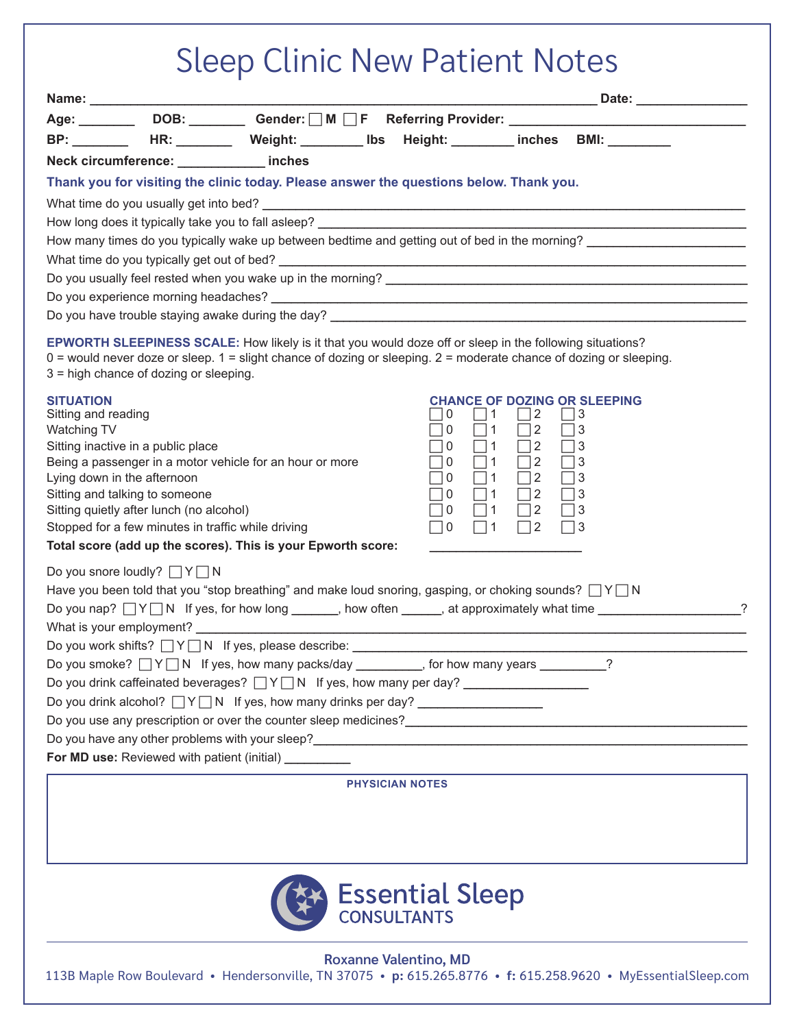# Sleep Clinic New Patient Notes

**Name:** ______________________________ **Date:** ______________

**Age:** _______ **DOB:** _______ **Gender:** ☐ M ☐ F **Referring Provider:** ______________________________

**BP:** _______ **HR:** _______ **Weight:** ________ **lbs** **Height:** ________ **inches** **BMI:** ________

**Neck circumference:** ___________ **inches**

**Thank you for visiting the clinic today. Please answer the questions below. Thank you.**

What time do you usually get into bed? ______________________________

How long does it typically take you to fall asleep? ______________________________

How many times do you typically wake up between bedtime and getting out of bed in the morning? ______________

What time do you typically get out of bed? ______________________________

Do you usually feel rested when you wake up in the morning? ______________________________

Do you experience morning headaches? ______________________________

Do you have trouble staying awake during the day? ______________________________

**EPWORTH SLEEPINESS SCALE:** How likely is it that you would doze off or sleep in the following situations?
0 = would never doze or sleep. 1 = slight chance of dozing or sleeping. 2 = moderate chance of dozing or sleeping.
3 = high chance of dozing or sleeping.

| SITUATION | CHANCE OF DOZING OR SLEEPING |
| --- | --- |
| Sitting and reading | ☐ 0 ☐ 1 ☐ 2 ☐ 3 |
| Watching TV | ☐ 0 ☐ 1 ☐ 2 ☐ 3 |
| Sitting inactive in a public place | ☐ 0 ☐ 1 ☐ 2 ☐ 3 |
| Being a passenger in a motor vehicle for an hour or more | ☐ 0 ☐ 1 ☐ 2 ☐ 3 |
| Lying down in the afternoon | ☐ 0 ☐ 1 ☐ 2 ☐ 3 |
| Sitting and talking to someone | ☐ 0 ☐ 1 ☐ 2 ☐ 3 |
| Sitting quietly after lunch (no alcohol) | ☐ 0 ☐ 1 ☐ 2 ☐ 3 |
| Stopped for a few minutes in traffic while driving | ☐ 0 ☐ 1 ☐ 2 ☐ 3 |
| **Total score (add up the scores). This is your Epworth score:** | ______________ |

Do you snore loudly? ☐ Y ☐ N

Have you been told that you "stop breathing" and make loud snoring, gasping, or choking sounds? ☐ Y ☐ N

Do you nap? ☐ Y ☐ N If yes, for how long _______, how often ______, at approximately what time ______________?

What is your employment? ______________________________

Do you work shifts? ☐ Y ☐ N If yes, please describe: ______________________________

Do you smoke? ☐ Y ☐ N If yes, how many packs/day _________, for how many years _________?

Do you drink caffeinated beverages? ☐ Y ☐ N If yes, how many per day? ______________

Do you drink alcohol? ☐ Y ☐ N If yes, how many drinks per day? ______________

Do you use any prescription or over the counter sleep medicines? ______________________________

Do you have any other problems with your sleep? ______________________________

**For MD use:** Reviewed with patient (initial) _________

**PHYSICIAN NOTES**

Essential Sleep CONSULTANTS

Roxanne Valentino, MD

113B Maple Row Boulevard • Hendersonville, TN 37075 • **p:** 615.265.8776 • **f:** 615.258.9620 • MyEssentialSleep.com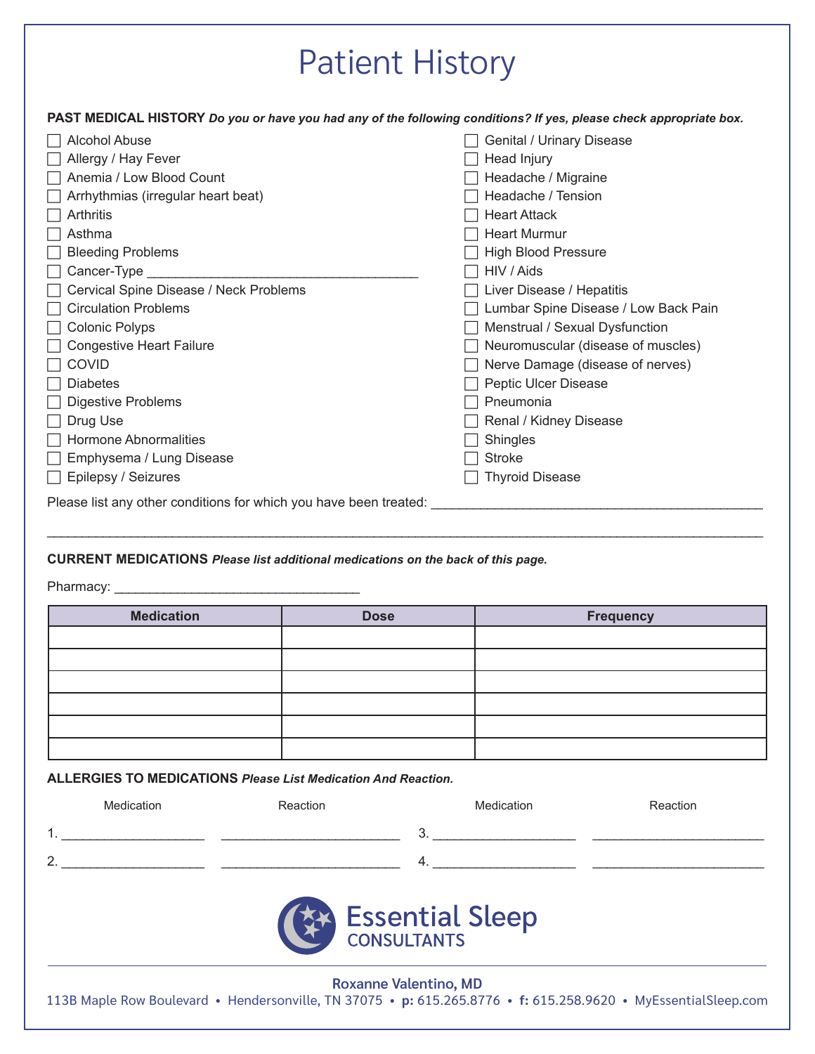# Patient History

**PAST MEDICAL HISTORY** ***Do you or have you had any of the following conditions? If yes, please check appropriate box.***

- ☐ Alcohol Abuse
- ☐ Allergy / Hay Fever
- ☐ Anemia / Low Blood Count
- ☐ Arrhythmias (irregular heart beat)
- ☐ Arthritis
- ☐ Asthma
- ☐ Bleeding Problems
- ☐ Cancer-Type ______________________________________
- ☐ Cervical Spine Disease / Neck Problems
- ☐ Circulation Problems
- ☐ Colonic Polyps
- ☐ Congestive Heart Failure
- ☐ COVID
- ☐ Diabetes
- ☐ Digestive Problems
- ☐ Drug Use
- ☐ Hormone Abnormalities
- ☐ Emphysema / Lung Disease
- ☐ Epilepsy / Seizures
- ☐ Genital / Urinary Disease
- ☐ Head Injury
- ☐ Headache / Migraine
- ☐ Headache / Tension
- ☐ Heart Attack
- ☐ Heart Murmur
- ☐ High Blood Pressure
- ☐ HIV / Aids
- ☐ Liver Disease / Hepatitis
- ☐ Lumbar Spine Disease / Low Back Pain
- ☐ Menstrual / Sexual Dysfunction
- ☐ Neuromuscular (disease of muscles)
- ☐ Nerve Damage (disease of nerves)
- ☐ Peptic Ulcer Disease
- ☐ Pneumonia
- ☐ Renal / Kidney Disease
- ☐ Shingles
- ☐ Stroke
- ☐ Thyroid Disease

Please list any other conditions for which you have been treated: ______________________________________________

________________________________________________________________________________________________

**CURRENT MEDICATIONS** ***Please list additional medications on the back of this page.***

Pharmacy: _________________________________

| Medication | Dose | Frequency |
|---|---|---|
| | | |
| | | |
| | | |
| | | |
| | | |
| | | |

**ALLERGIES TO MEDICATIONS** ***Please List Medication And Reaction.***

| | Medication | Reaction | | Medication | Reaction |
|---|---|---|---|---|---|
| 1. | ___________________ | ________________________ | 3. | ___________________ | ______________________ |
| 2. | ___________________ | ________________________ | 4. | ___________________ | ______________________ |

Essential Sleep CONSULTANTS

Roxanne Valentino, MD

113B Maple Row Boulevard • Hendersonville, TN 37075 • **p:** 615.265.8776 • **f:** 615.258.9620 • MyEssentialSleep.com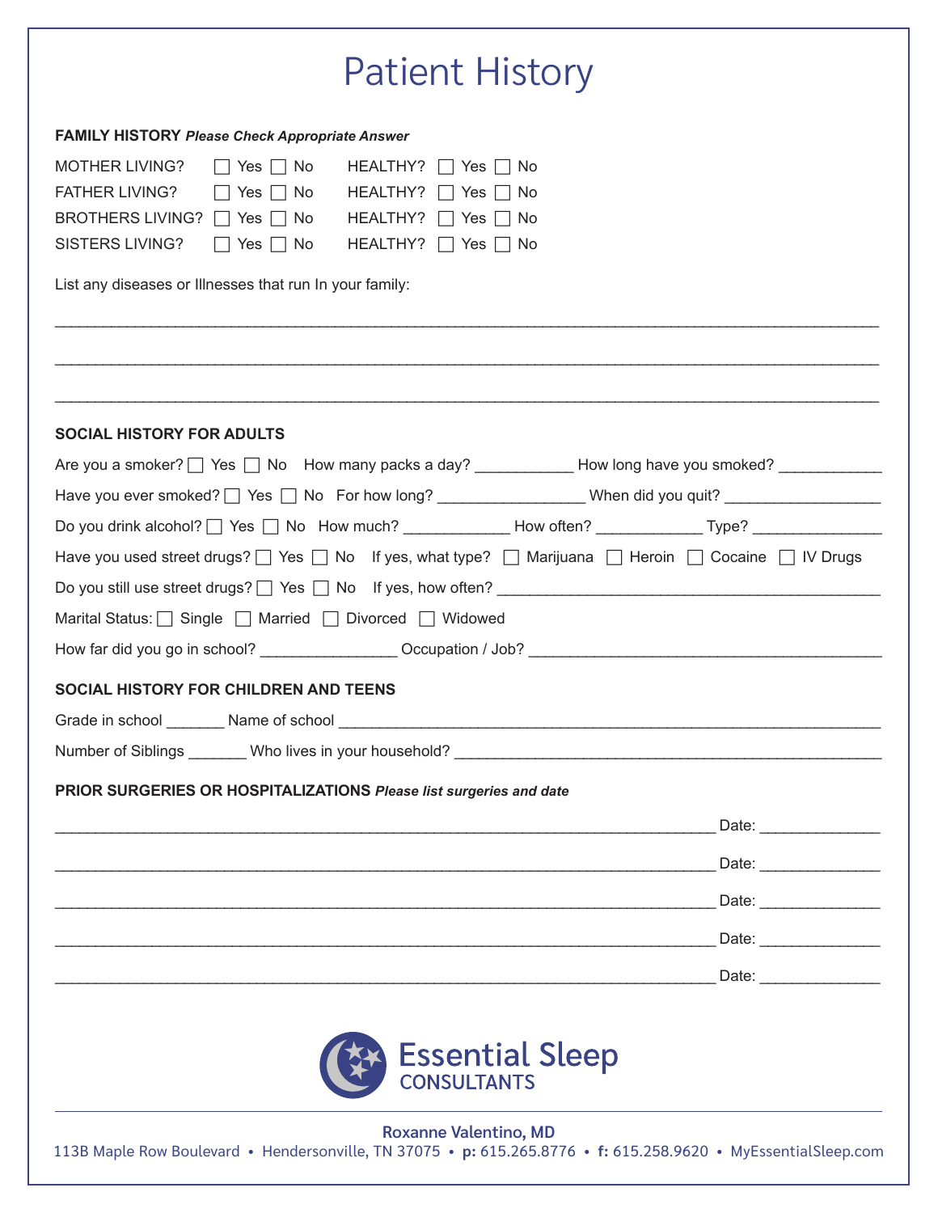# Patient History

**FAMILY HISTORY** ***Please Check Appropriate Answer***

MOTHER LIVING? ☐ Yes ☐ No HEALTHY? ☐ Yes ☐ No

FATHER LIVING? ☐ Yes ☐ No HEALTHY? ☐ Yes ☐ No

BROTHERS LIVING? ☐ Yes ☐ No HEALTHY? ☐ Yes ☐ No

SISTERS LIVING? ☐ Yes ☐ No HEALTHY? ☐ Yes ☐ No

List any diseases or Illnesses that run In your family:

______________________________________________________________________________

______________________________________________________________________________

______________________________________________________________________________

**SOCIAL HISTORY FOR ADULTS**

Are you a smoker? ☐ Yes ☐ No How many packs a day? ___________ How long have you smoked? ____________

Have you ever smoked? ☐ Yes ☐ No For how long? _________________ When did you quit? __________________

Do you drink alcohol? ☐ Yes ☐ No How much? ____________ How often? ____________ Type? _______________

Have you used street drugs? ☐ Yes ☐ No If yes, what type? ☐ Marijuana ☐ Heroin ☐ Cocaine ☐ IV Drugs

Do you still use street drugs? ☐ Yes ☐ No If yes, how often? ____________________________________________

Marital Status: ☐ Single ☐ Married ☐ Divorced ☐ Widowed

How far did you go in school? ________________ Occupation / Job? ________________________________________

**SOCIAL HISTORY FOR CHILDREN AND TEENS**

Grade in school _______ Name of school _____________________________________________________________

Number of Siblings _______ Who lives in your household? ________________________________________________

**PRIOR SURGERIES OR HOSPITALIZATIONS** ***Please list surgeries and date***

______________________________________________________________ Date: ______________

______________________________________________________________ Date: ______________

______________________________________________________________ Date: ______________

______________________________________________________________ Date: ______________

______________________________________________________________ Date: ______________

Essential Sleep CONSULTANTS

**Roxanne Valentino, MD**

113B Maple Row Boulevard • Hendersonville, TN 37075 • **p:** 615.265.8776 • **f:** 615.258.9620 • MyEssentialSleep.com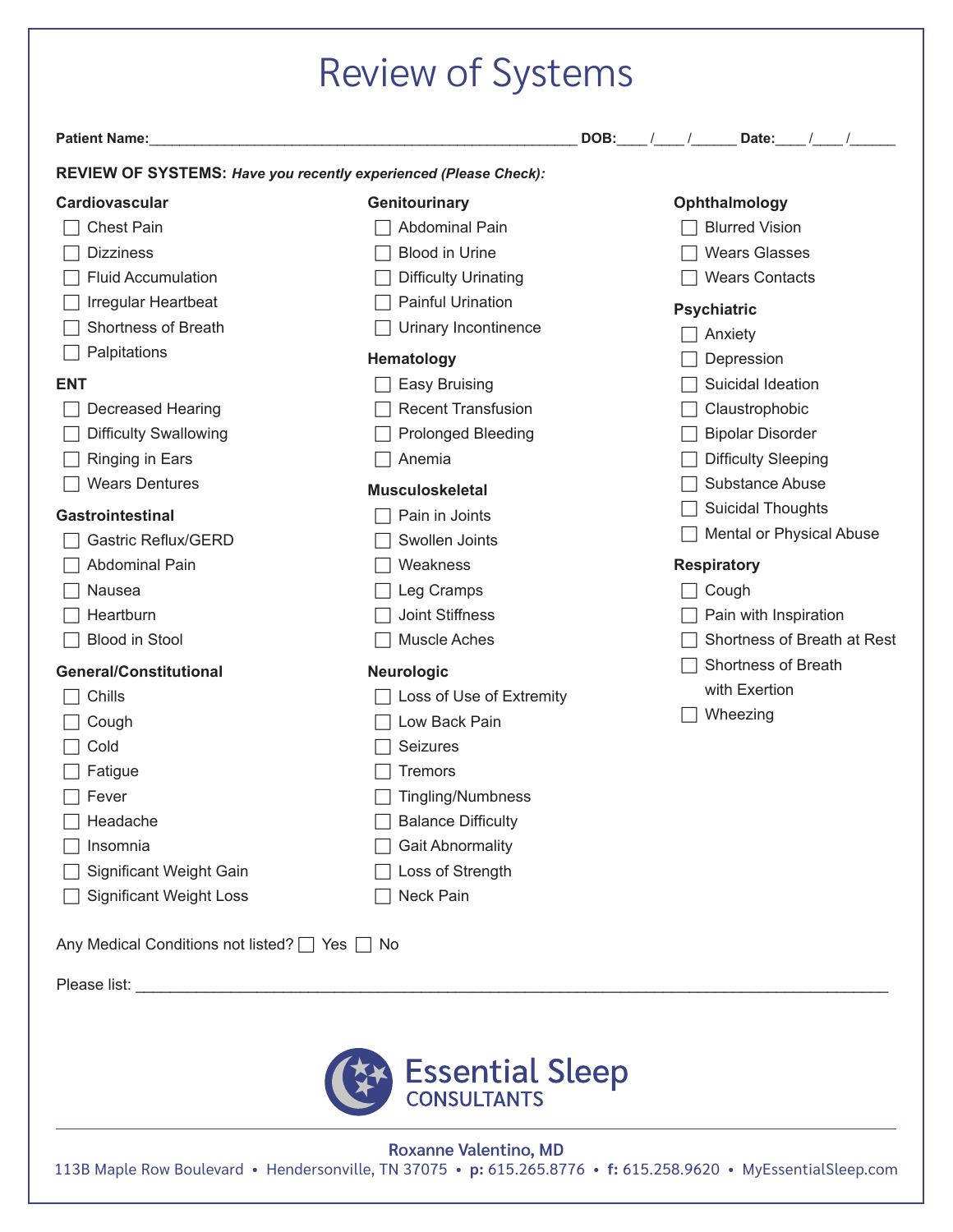# Review of Systems

**Patient Name:**\_\_\_\_\_\_\_\_\_\_\_\_\_\_\_\_\_\_\_\_\_\_\_\_\_\_\_\_\_\_\_\_\_\_\_\_\_\_\_\_\_\_\_\_ **DOB:**\_\_\_\_/\_\_\_\_/\_\_\_\_\_\_ **Date:**\_\_\_\_/\_\_\_\_/\_\_\_\_\_\_

**REVIEW OF SYSTEMS:** ***Have you recently experienced (Please Check):***

**Cardiovascular**

- ☐ Chest Pain
- ☐ Dizziness
- ☐ Fluid Accumulation
- ☐ Irregular Heartbeat
- ☐ Shortness of Breath
- ☐ Palpitations

**ENT**

- ☐ Decreased Hearing
- ☐ Difficulty Swallowing
- ☐ Ringing in Ears
- ☐ Wears Dentures

**Gastrointestinal**

- ☐ Gastric Reflux/GERD
- ☐ Abdominal Pain
- ☐ Nausea
- ☐ Heartburn
- ☐ Blood in Stool

**General/Constitutional**

- ☐ Chills
- ☐ Cough
- ☐ Cold
- ☐ Fatigue
- ☐ Fever
- ☐ Headache
- ☐ Insomnia
- ☐ Significant Weight Gain
- ☐ Significant Weight Loss

**Genitourinary**

- ☐ Abdominal Pain
- ☐ Blood in Urine
- ☐ Difficulty Urinating
- ☐ Painful Urination
- ☐ Urinary Incontinence

**Hematology**

- ☐ Easy Bruising
- ☐ Recent Transfusion
- ☐ Prolonged Bleeding
- ☐ Anemia

**Musculoskeletal**

- ☐ Pain in Joints
- ☐ Swollen Joints
- ☐ Weakness
- ☐ Leg Cramps
- ☐ Joint Stiffness
- ☐ Muscle Aches

**Neurologic**

- ☐ Loss of Use of Extremity
- ☐ Low Back Pain
- ☐ Seizures
- ☐ Tremors
- ☐ Tingling/Numbness
- ☐ Balance Difficulty
- ☐ Gait Abnormality
- ☐ Loss of Strength
- ☐ Neck Pain

**Ophthalmology**

- ☐ Blurred Vision
- ☐ Wears Glasses
- ☐ Wears Contacts

**Psychiatric**

- ☐ Anxiety
- ☐ Depression
- ☐ Suicidal Ideation
- ☐ Claustrophobic
- ☐ Bipolar Disorder
- ☐ Difficulty Sleeping
- ☐ Substance Abuse
- ☐ Suicidal Thoughts
- ☐ Mental or Physical Abuse

**Respiratory**

- ☐ Cough
- ☐ Pain with Inspiration
- ☐ Shortness of Breath at Rest
- ☐ Shortness of Breath with Exertion
- ☐ Wheezing

Any Medical Conditions not listed? ☐ Yes ☐ No

Please list: \_\_\_\_\_\_\_\_\_\_\_\_\_\_\_\_\_\_\_\_\_\_\_\_\_\_\_\_\_\_\_\_\_\_\_\_\_\_\_\_\_\_\_\_\_\_\_\_\_\_\_\_\_\_\_\_\_\_\_\_\_\_\_\_

Essential Sleep
CONSULTANTS

**Roxanne Valentino, MD**

113B Maple Row Boulevard • Hendersonville, TN 37075 • **p:** 615.265.8776 • **f:** 615.258.9620 • MyEssentialSleep.com